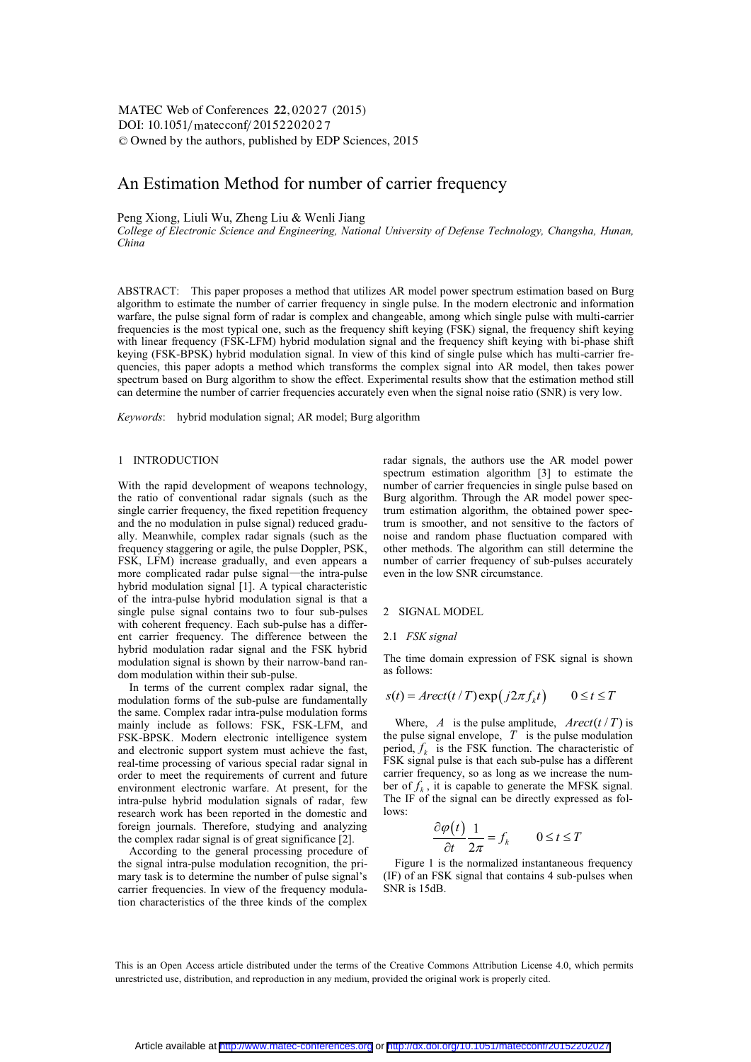# An Estimation Method for number of carrier frequency

Peng Xiong, Liuli Wu, Zheng Liu & Wenli Jiang

*College of Electronic Science and Engineering, National University of Defense Technology, Changsha, Hunan, China*

ABSTRACT: This paper proposes a method that utilizes AR model power spectrum estimation based on Burg algorithm to estimate the number of carrier frequency in single pulse. In the modern electronic and information warfare, the pulse signal form of radar is complex and changeable, among which single pulse with multi-carrier frequencies is the most typical one, such as the frequency shift keying (FSK) signal, the frequency shift keying with linear frequency (FSK-LFM) hybrid modulation signal and the frequency shift keying with bi-phase shift keying (FSK-BPSK) hybrid modulation signal. In view of this kind of single pulse which has multi-carrier frequencies, this paper adopts a method which transforms the complex signal into AR model, then takes power spectrum based on Burg algorithm to show the effect. Experimental results show that the estimation method still can determine the number of carrier frequencies accurately even when the signal noise ratio (SNR) is very low.

*Keywords*: hybrid modulation signal; AR model; Burg algorithm

## 1 INTRODUCTION

With the rapid development of weapons technology, the ratio of conventional radar signals (such as the single carrier frequency, the fixed repetition frequency and the no modulation in pulse signal) reduced gradually. Meanwhile, complex radar signals (such as the frequency staggering or agile, the pulse Doppler, PSK, FSK, LFM) increase gradually, and even appears a more complicated radar pulse signal—the intra-pulse hybrid modulation signal [1]. A typical characteristic of the intra-pulse hybrid modulation signal is that a single pulse signal contains two to four sub-pulses with coherent frequency. Each sub-pulse has a different carrier frequency. The difference between the hybrid modulation radar signal and the FSK hybrid modulation signal is shown by their narrow-band random modulation within their sub-pulse.

In terms of the current complex radar signal, the modulation forms of the sub-pulse are fundamentally the same. Complex radar intra-pulse modulation forms mainly include as follows: FSK, FSK-LFM, and FSK-BPSK. Modern electronic intelligence system and electronic support system must achieve the fast, real-time processing of various special radar signal in order to meet the requirements of current and future environment electronic warfare. At present, for the intra-pulse hybrid modulation signals of radar, few research work has been reported in the domestic and foreign journals. Therefore, studying and analyzing the complex radar signal is of great significance [2].

According to the general processing procedure of the signal intra-pulse modulation recognition, the primary task is to determine the number of pulse signal's carrier frequencies. In view of the frequency modulation characteristics of the three kinds of the complex radar signals, the authors use the AR model power spectrum estimation algorithm [3] to estimate the number of carrier frequencies in single pulse based on Burg algorithm. Through the AR model power spectrum estimation algorithm, the obtained power spectrum is smoother, and not sensitive to the factors of noise and random phase fluctuation compared with other methods. The algorithm can still determine the number of carrier frequency of sub-pulses accurately even in the low SNR circumstance.

## 2 SIGNAL MODEL

### 2.1 *FSK signal*

The time domain expression of FSK signal is shown as follows:

$$s(t) = Arect(t/T)\exp\left(j2\pi f_k t\right) \qquad 0 \le t \le T$$

Where, $A$ is the pulse amplitude, $Arect(t/T)$ is the pulse signal envelope, $T$ is the pulse modulation period, $f_k$ is the FSK function. The characteristic of FSK signal pulse is that each sub-pulse has a different carrier frequency, so as long as we increase the number of $f_k$, it is capable to generate the MFSK signal. The IF of the signal can be directly expressed as follows:

$$\frac{\partial \varphi(t)}{\partial t}\frac{1}{2\pi} = f_k \qquad 0 \le t \le T$$

Figure 1 is the normalized instantaneous frequency (IF) of an FSK signal that contains 4 sub-pulses when SNR is 15dB.

This is an Open Access article distributed under the terms of the Creative Commons Attribution License 4.0, which permits unrestricted use, distribution, and reproduction in any medium, provided the original work is properly cited.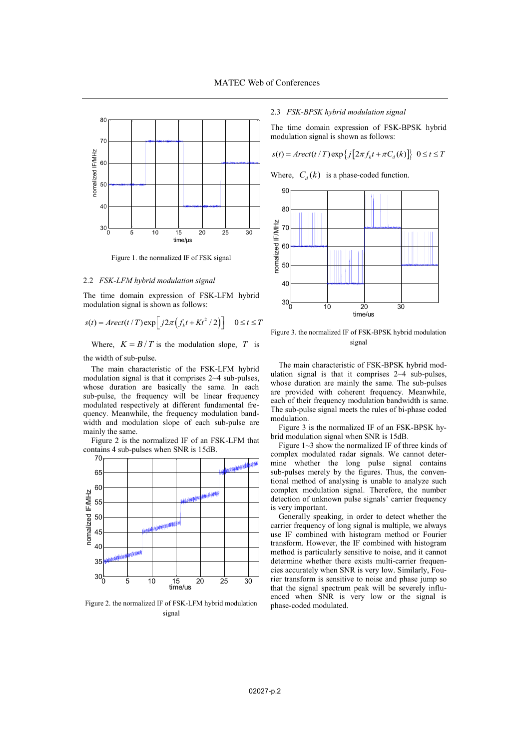Figure 1. the normalized IF of FSK signal

### 2.2 *FSK-LFM hybrid modulation signal*

The time domain expression of FSK-LFM hybrid modulation signal is shown as follows:

$$s(t) = Arect(t/T)\exp\left[j2\pi\left(f_k t + Kt^2/2\right)\right] \quad 0 \le t \le T$$

Where, $K = B/T$ is the modulation slope, $T$ is the width of sub-pulse.

The main characteristic of the FSK-LFM hybrid modulation signal is that it comprises 2~4 sub-pulses, whose duration are basically the same. In each sub-pulse, the frequency will be linear frequency modulated respectively at different fundamental frequency. Meanwhile, the frequency modulation bandwidth and modulation slope of each sub-pulse are mainly the same.

Figure 2 is the normalized IF of an FSK-LFM that contains 4 sub-pulses when SNR is 15dB.

Figure 2. the normalized IF of FSK-LFM hybrid modulation signal

### 2.3 *FSK-BPSK hybrid modulation signal*

The time domain expression of FSK-BPSK hybrid modulation signal is shown as follows:

$$s(t) = Arect(t/T)\exp\left\{j\left[2\pi f_k t + \pi C_d(k)\right]\right\} \quad 0 \le t \le T$$

Where, $C_d(k)$ is a phase-coded function.

Figure 3. the normalized IF of FSK-BPSK hybrid modulation signal

The main characteristic of FSK-BPSK hybrid modulation signal is that it comprises 2~4 sub-pulses, whose duration are mainly the same. The sub-pulses are provided with coherent frequency. Meanwhile, each of their frequency modulation bandwidth is same. The sub-pulse signal meets the rules of bi-phase coded modulation.

Figure 3 is the normalized IF of an FSK-BPSK hybrid modulation signal when SNR is 15dB.

Figure 1~3 show the normalized IF of three kinds of complex modulated radar signals. We cannot determine whether the long pulse signal contains sub-pulses merely by the figures. Thus, the conventional method of analysing is unable to analyze such complex modulation signal. Therefore, the number detection of unknown pulse signals' carrier frequency is very important.

Generally speaking, in order to detect whether the carrier frequency of long signal is multiple, we always use IF combined with histogram method or Fourier transform. However, the IF combined with histogram method is particularly sensitive to noise, and it cannot determine whether there exists multi-carrier frequencies accurately when SNR is very low. Similarly, Fourier transform is sensitive to noise and phase jump so that the signal spectrum peak will be severely influenced when SNR is very low or the signal is phase-coded modulated.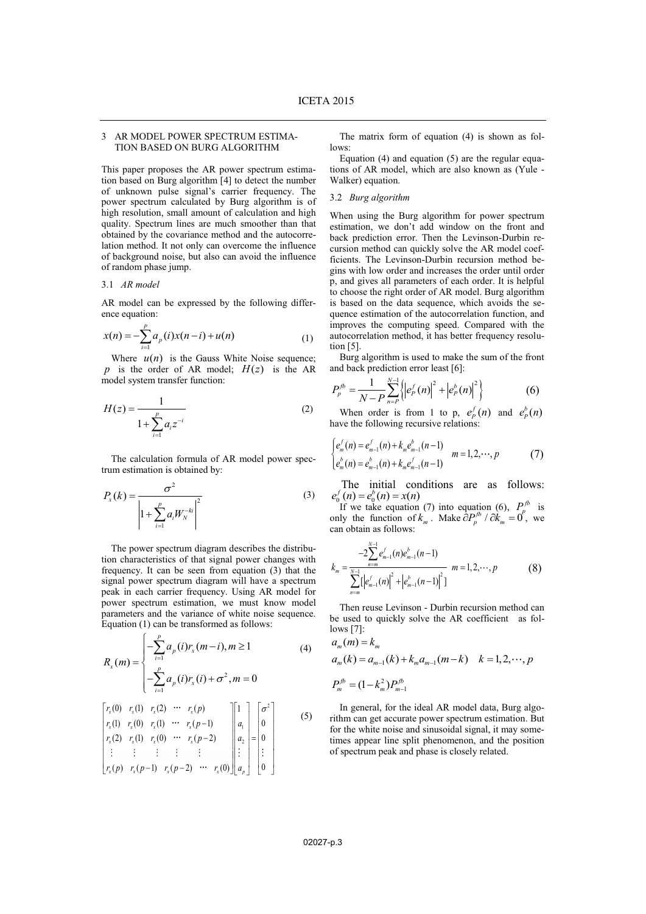## 3 AR MODEL POWER SPECTRUM ESTIMATION BASED ON BURG ALGORITHM

This paper proposes the AR power spectrum estimation based on Burg algorithm [4] to detect the number of unknown pulse signal's carrier frequency. The power spectrum calculated by Burg algorithm is of high resolution, small amount of calculation and high quality. Spectrum lines are much smoother than that obtained by the covariance method and the autocorrelation method. It not only can overcome the influence of background noise, but also can avoid the influence of random phase jump.

### 3.1 *AR model*

AR model can be expressed by the following difference equation:

$$x(n) = -\sum_{i=1}^{p} a_p(i)x(n-i) + u(n) \tag{1}$$

Where $u(n)$ is the Gauss White Noise sequence; $p$ is the order of AR model; $H(z)$ is the AR model system transfer function:

$$H(z) = \frac{1}{1 + \sum_{i=1}^{p} a_i z^{-i}} \tag{2}$$

The calculation formula of AR model power spectrum estimation is obtained by:

$$P_x(k) = \frac{\sigma^2}{\left|1 + \sum_{i=1}^{p} a_i W_N^{-ki}\right|^2} \tag{3}$$

The power spectrum diagram describes the distribution characteristics of that signal power changes with frequency. It can be seen from equation (3) that the signal power spectrum diagram will have a spectrum peak in each carrier frequency. Using AR model for power spectrum estimation, we must know model parameters and the variance of white noise sequence. Equation (1) can be transformed as follows:

$$R_x(m) = \begin{cases} -\sum_{i=1}^{p} a_p(i) r_x(m-i), m \geq 1 \\ -\sum_{i=1}^{p} a_p(i) r_x(i) + \sigma^2, m = 0 \end{cases} \tag{4}$$

$$\begin{bmatrix} r_x(0) & r_x(1) & r_x(2) & \cdots & r_x(p) \\ r_x(1) & r_x(0) & r_x(1) & \cdots & r_x(p-1) \\ r_x(2) & r_x(1) & r_x(0) & \cdots & r_x(p-2) \\ \vdots & \vdots & \vdots & \vdots & \vdots \\ r_x(p) & r_x(p-1) & r_x(p-2) & \cdots & r_x(0) \end{bmatrix} \begin{bmatrix} 1 \\ a_1 \\ a_2 \\ \vdots \\ a_p \end{bmatrix} = \begin{bmatrix} \sigma^2 \\ 0 \\ 0 \\ \vdots \\ 0 \end{bmatrix} \tag{5}$$

The matrix form of equation (4) is shown as follows:

Equation (4) and equation (5) are the regular equations of AR model, which are also known as (Yule - Walker) equation.

### 3.2 *Burg algorithm*

When using the Burg algorithm for power spectrum estimation, we don't add window on the front and back prediction error. Then the Levinson-Durbin recursion method can quickly solve the AR model coefficients. The Levinson-Durbin recursion method begins with low order and increases the order until order p, and gives all parameters of each order. It is helpful to choose the right order of AR model. Burg algorithm is based on the data sequence, which avoids the sequence estimation of the autocorrelation function, and improves the computing speed. Compared with the autocorrelation method, it has better frequency resolution [5].

Burg algorithm is used to make the sum of the front and back prediction error least [6]:

$$P_p^{fb} = \frac{1}{N-P} \sum_{n=P}^{N-1} \left\{ \left|e_P^f(n)\right|^2 + \left|e_P^b(n)\right|^2 \right\} \tag{6}$$

When order is from 1 to p, $e_P^f(n)$ and $e_P^b(n)$ have the following recursive relations:

$$\begin{cases} e_m^f(n) = e_{m-1}^f(n) + k_m e_{m-1}^b(n-1) \\ e_m^b(n) = e_{m-1}^b(n) + k_m e_{m-1}^f(n-1) \end{cases} \quad m = 1, 2, \cdots, p \tag{7}$$

The initial conditions are as follows: $e_0^f(n) = e_0^b(n) = x(n)$

If we take equation (7) into equation (6), $P_p^{fb}$ is only the function of $k_m$. Make $\partial P_p^{fb} / \partial k_m = 0$, we can obtain as follows:

$$k_m = \frac{-2\sum_{n=m}^{N-1} e_{m-1}^f(n) e_{m-1}^b(n-1)}{\sum_{n=m}^{N-1} \left[\left|e_{m-1}^f(n)\right|^2 + \left|e_{m-1}^b(n-1)\right|^2\right]} \quad m = 1, 2, \cdots, p \tag{8}$$

Then reuse Levinson - Durbin recursion method can be used to quickly solve the AR coefficient as follows [7]:

$$a_m(m) = k_m$$

$$a_m(k) = a_{m-1}(k) + k_m a_{m-1}(m-k) \quad k = 1, 2, \cdots, p$$

$$P_m^{fb} = (1 - k_m^2) P_{m-1}^{fb}$$

In general, for the ideal AR model data, Burg algorithm can get accurate power spectrum estimation. But for the white noise and sinusoidal signal, it may sometimes appear line split phenomenon, and the position of spectrum peak and phase is closely related.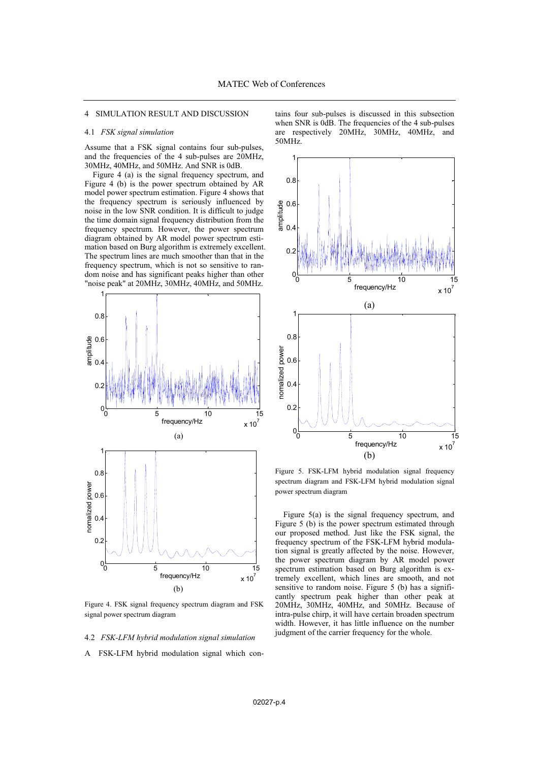## 4 SIMULATION RESULT AND DISCUSSION

### 4.1 *FSK signal simulation*

Assume that a FSK signal contains four sub-pulses, and the frequencies of the 4 sub-pulses are 20MHz, 30MHz, 40MHz, and 50MHz. And SNR is 0dB.

Figure 4 (a) is the signal frequency spectrum, and Figure 4 (b) is the power spectrum obtained by AR model power spectrum estimation. Figure 4 shows that the frequency spectrum is seriously influenced by noise in the low SNR condition. It is difficult to judge the time domain signal frequency distribution from the frequency spectrum. However, the power spectrum diagram obtained by AR model power spectrum estimation based on Burg algorithm is extremely excellent. The spectrum lines are much smoother than that in the frequency spectrum, which is not so sensitive to random noise and has significant peaks higher than other "noise peak" at 20MHz, 30MHz, 40MHz, and 50MHz.

Figure 4. FSK signal frequency spectrum diagram and FSK signal power spectrum diagram

### 4.2 *FSK-LFM hybrid modulation signal simulation*

A FSK-LFM hybrid modulation signal which contains four sub-pulses is discussed in this subsection when SNR is 0dB. The frequencies of the 4 sub-pulses are respectively 20MHz, 30MHz, 40MHz, and 50MHz.

Figure 5. FSK-LFM hybrid modulation signal frequency spectrum diagram and FSK-LFM hybrid modulation signal power spectrum diagram

Figure 5(a) is the signal frequency spectrum, and Figure 5 (b) is the power spectrum estimated through our proposed method. Just like the FSK signal, the frequency spectrum of the FSK-LFM hybrid modulation signal is greatly affected by the noise. However, the power spectrum diagram by AR model power spectrum estimation based on Burg algorithm is extremely excellent, which lines are smooth, and not sensitive to random noise. Figure 5 (b) has a significantly spectrum peak higher than other peak at 20MHz, 30MHz, 40MHz, and 50MHz. Because of intra-pulse chirp, it will have certain broaden spectrum width. However, it has little influence on the number judgment of the carrier frequency for the whole.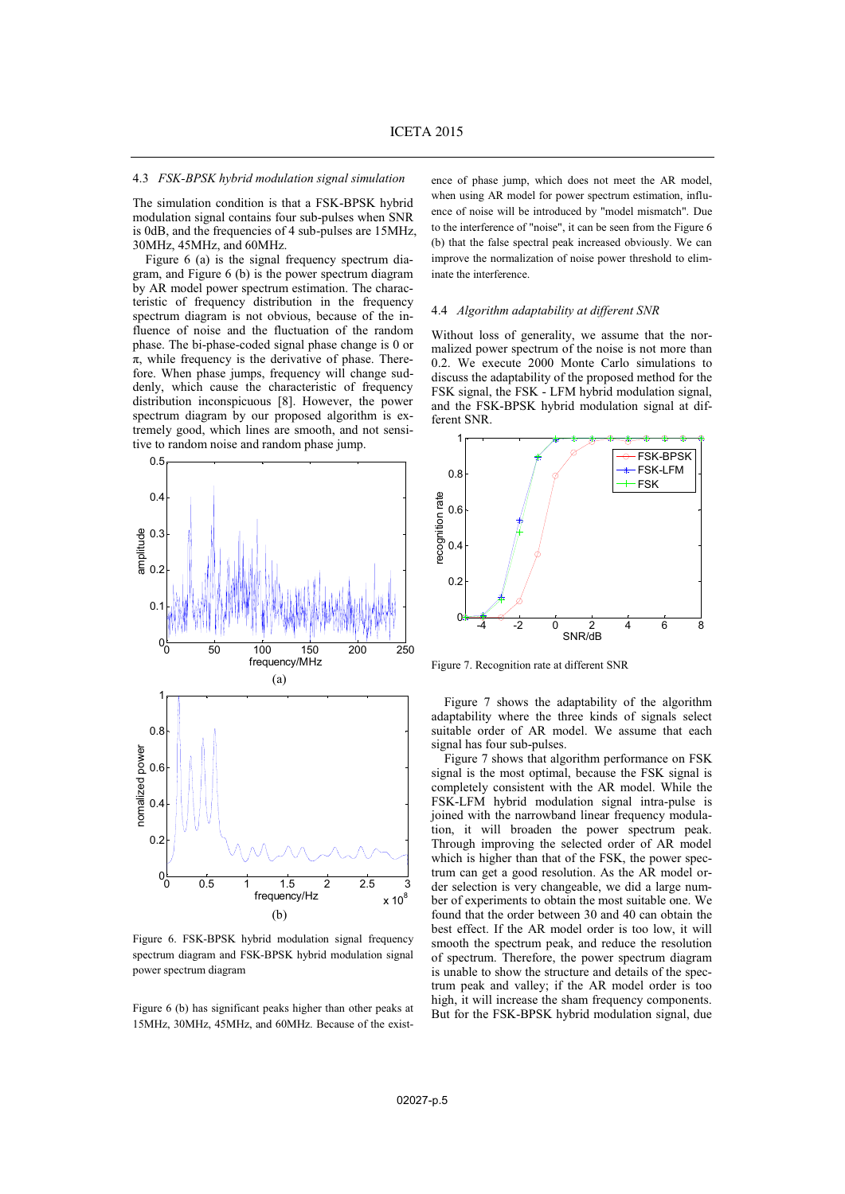### 4.3 *FSK-BPSK hybrid modulation signal simulation*

The simulation condition is that a FSK-BPSK hybrid modulation signal contains four sub-pulses when SNR is 0dB, and the frequencies of 4 sub-pulses are 15MHz, 30MHz, 45MHz, and 60MHz.

Figure 6 (a) is the signal frequency spectrum diagram, and Figure 6 (b) is the power spectrum diagram by AR model power spectrum estimation. The characteristic of frequency distribution in the frequency spectrum diagram is not obvious, because of the influence of noise and the fluctuation of the random phase. The bi-phase-coded signal phase change is 0 or $\pi$, while frequency is the derivative of phase. Therefore. When phase jumps, frequency will change suddenly, which cause the characteristic of frequency distribution inconspicuous [8]. However, the power spectrum diagram by our proposed algorithm is extremely good, which lines are smooth, and not sensitive to random noise and random phase jump.

Figure 6. FSK-BPSK hybrid modulation signal frequency spectrum diagram and FSK-BPSK hybrid modulation signal power spectrum diagram

Figure 6 (b) has significant peaks higher than other peaks at 15MHz, 30MHz, 45MHz, and 60MHz. Because of the existence of phase jump, which does not meet the AR model, when using AR model for power spectrum estimation, influence of noise will be introduced by "model mismatch". Due to the interference of "noise", it can be seen from the Figure 6 (b) that the false spectral peak increased obviously. We can improve the normalization of noise power threshold to eliminate the interference.

### 4.4 *Algorithm adaptability at different SNR*

Without loss of generality, we assume that the normalized power spectrum of the noise is not more than 0.2. We execute 2000 Monte Carlo simulations to discuss the adaptability of the proposed method for the FSK signal, the FSK - LFM hybrid modulation signal, and the FSK-BPSK hybrid modulation signal at different SNR.

Figure 7. Recognition rate at different SNR

Figure 7 shows the adaptability of the algorithm adaptability where the three kinds of signals select suitable order of AR model. We assume that each signal has four sub-pulses.

Figure 7 shows that algorithm performance on FSK signal is the most optimal, because the FSK signal is completely consistent with the AR model. While the FSK-LFM hybrid modulation signal intra-pulse is joined with the narrowband linear frequency modulation, it will broaden the power spectrum peak. Through improving the selected order of AR model which is higher than that of the FSK, the power spectrum can get a good resolution. As the AR model order selection is very changeable, we did a large number of experiments to obtain the most suitable one. We found that the order between 30 and 40 can obtain the best effect. If the AR model order is too low, it will smooth the spectrum peak, and reduce the resolution of spectrum. Therefore, the power spectrum diagram is unable to show the structure and details of the spectrum peak and valley; if the AR model order is too high, it will increase the sham frequency components. But for the FSK-BPSK hybrid modulation signal, due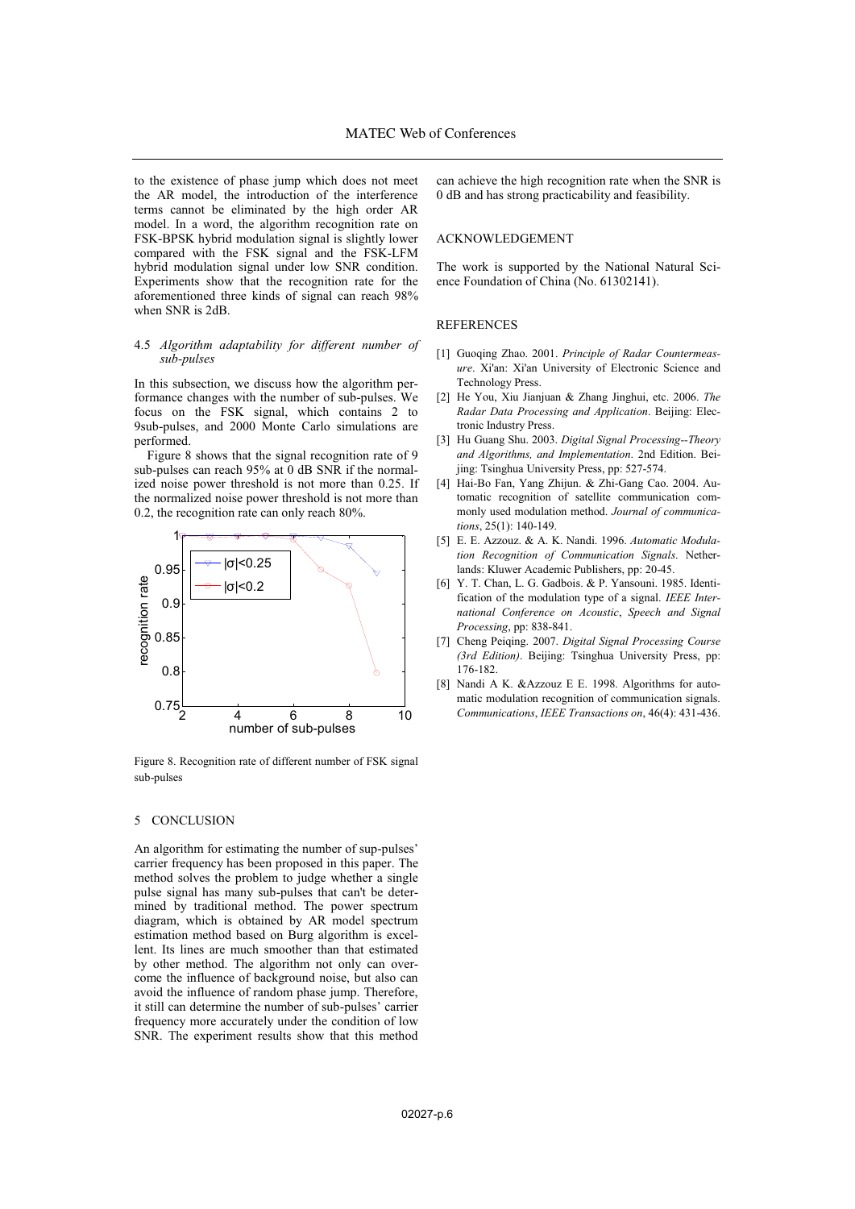to the existence of phase jump which does not meet the AR model, the introduction of the interference terms cannot be eliminated by the high order AR model. In a word, the algorithm recognition rate on FSK-BPSK hybrid modulation signal is slightly lower compared with the FSK signal and the FSK-LFM hybrid modulation signal under low SNR condition. Experiments show that the recognition rate for the aforementioned three kinds of signal can reach 98% when SNR is 2dB.

### 4.5 *Algorithm adaptability for different number of sub-pulses*

In this subsection, we discuss how the algorithm performance changes with the number of sub-pulses. We focus on the FSK signal, which contains 2 to 9sub-pulses, and 2000 Monte Carlo simulations are performed.

Figure 8 shows that the signal recognition rate of 9 sub-pulses can reach 95% at 0 dB SNR if the normalized noise power threshold is not more than 0.25. If the normalized noise power threshold is not more than 0.2, the recognition rate can only reach 80%.

recognition rate
1
0.95
0.9
0.85
0.8
0.75
2 4 6 8 10
number of sub-pulses
|σ|<0.25
|σ|<0.2

Figure 8. Recognition rate of different number of FSK signal sub-pulses

## 5 CONCLUSION

An algorithm for estimating the number of sup-pulses' carrier frequency has been proposed in this paper. The method solves the problem to judge whether a single pulse signal has many sub-pulses that can't be determined by traditional method. The power spectrum diagram, which is obtained by AR model spectrum estimation method based on Burg algorithm is excellent. Its lines are much smoother than that estimated by other method. The algorithm not only can overcome the influence of background noise, but also can avoid the influence of random phase jump. Therefore, it still can determine the number of sub-pulses' carrier frequency more accurately under the condition of low SNR. The experiment results show that this method can achieve the high recognition rate when the SNR is 0 dB and has strong practicability and feasibility.

## ACKNOWLEDGEMENT

The work is supported by the National Natural Science Foundation of China (No. 61302141).

## REFERENCES

[1] Guoqing Zhao. 2001. *Principle of Radar Countermeasure*. Xi'an: Xi'an University of Electronic Science and Technology Press.

[2] He You, Xiu Jianjuan & Zhang Jinghui, etc. 2006. *The Radar Data Processing and Application*. Beijing: Electronic Industry Press.

[3] Hu Guang Shu. 2003. *Digital Signal Processing--Theory and Algorithms, and Implementation*. 2nd Edition. Beijing: Tsinghua University Press, pp: 527-574.

[4] Hai-Bo Fan, Yang Zhijun. & Zhi-Gang Cao. 2004. Automatic recognition of satellite communication commonly used modulation method. *Journal of communications*, 25(1): 140-149.

[5] E. E. Azzouz. & A. K. Nandi. 1996. *Automatic Modulation Recognition of Communication Signals*. Netherlands: Kluwer Academic Publishers, pp: 20-45.

[6] Y. T. Chan, L. G. Gadbois. & P. Yansouni. 1985. Identification of the modulation type of a signal. *IEEE International Conference on Acoustic*, *Speech and Signal Processing*, pp: 838-841.

[7] Cheng Peiqing. 2007. *Digital Signal Processing Course (3rd Edition)*. Beijing: Tsinghua University Press, pp: 176-182.

[8] Nandi A K. &Azzouz E E. 1998. Algorithms for automatic modulation recognition of communication signals. *Communications*, *IEEE Transactions on*, 46(4): 431-436.